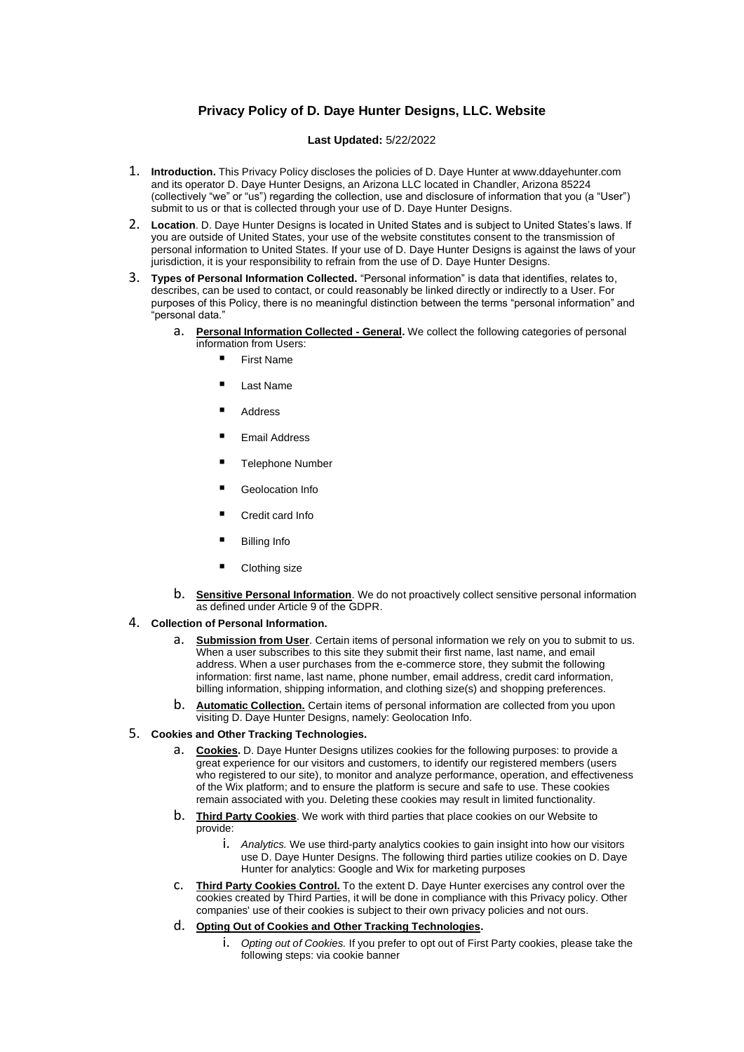# Privacy Policy of D. Daye Hunter Designs, LLC. Website

**Last Updated:** 5/22/2022

1. **Introduction.** This Privacy Policy discloses the policies of D. Daye Hunter at www.ddayehunter.com and its operator D. Daye Hunter Designs, an Arizona LLC located in Chandler, Arizona 85224 (collectively "we" or "us") regarding the collection, use and disclosure of information that you (a "User") submit to us or that is collected through your use of D. Daye Hunter Designs.
2. **Location**. D. Daye Hunter Designs is located in United States and is subject to United States's laws. If you are outside of United States, your use of the website constitutes consent to the transmission of personal information to United States. If your use of D. Daye Hunter Designs is against the laws of your jurisdiction, it is your responsibility to refrain from the use of D. Daye Hunter Designs.
3. **Types of Personal Information Collected.** "Personal information" is data that identifies, relates to, describes, can be used to contact, or could reasonably be linked directly or indirectly to a User. For purposes of this Policy, there is no meaningful distinction between the terms "personal information" and "personal data."
    a. **Personal Information Collected - General.** We collect the following categories of personal information from Users:
        - First Name
        - Last Name
        - Address
        - Email Address
        - Telephone Number
        - Geolocation Info
        - Credit card Info
        - Billing Info
        - Clothing size

    b. **Sensitive Personal Information**. We do not proactively collect sensitive personal information as defined under Article 9 of the GDPR.
4. **Collection of Personal Information.**
    a. **Submission from User**. Certain items of personal information we rely on you to submit to us. When a user subscribes to this site they submit their first name, last name, and email address. When a user purchases from the e-commerce store, they submit the following information: first name, last name, phone number, email address, credit card information, billing information, shipping information, and clothing size(s) and shopping preferences.

    b. **Automatic Collection.** Certain items of personal information are collected from you upon visiting D. Daye Hunter Designs, namely: Geolocation Info.
5. **Cookies and Other Tracking Technologies.**
    a. **Cookies.** D. Daye Hunter Designs utilizes cookies for the following purposes: to provide a great experience for our visitors and customers, to identify our registered members (users who registered to our site), to monitor and analyze performance, operation, and effectiveness of the Wix platform; and to ensure the platform is secure and safe to use. These cookies remain associated with you. Deleting these cookies may result in limited functionality.

    b. **Third Party Cookies**. We work with third parties that place cookies on our Website to provide:
        i. *Analytics.* We use third-party analytics cookies to gain insight into how our visitors use D. Daye Hunter Designs. The following third parties utilize cookies on D. Daye Hunter for analytics: Google and Wix for marketing purposes

    c. **Third Party Cookies Control.** To the extent D. Daye Hunter exercises any control over the cookies created by Third Parties, it will be done in compliance with this Privacy policy. Other companies' use of their cookies is subject to their own privacy policies and not ours.

    d. **Opting Out of Cookies and Other Tracking Technologies.**
        i. *Opting out of Cookies.* If you prefer to opt out of First Party cookies, please take the following steps: via cookie banner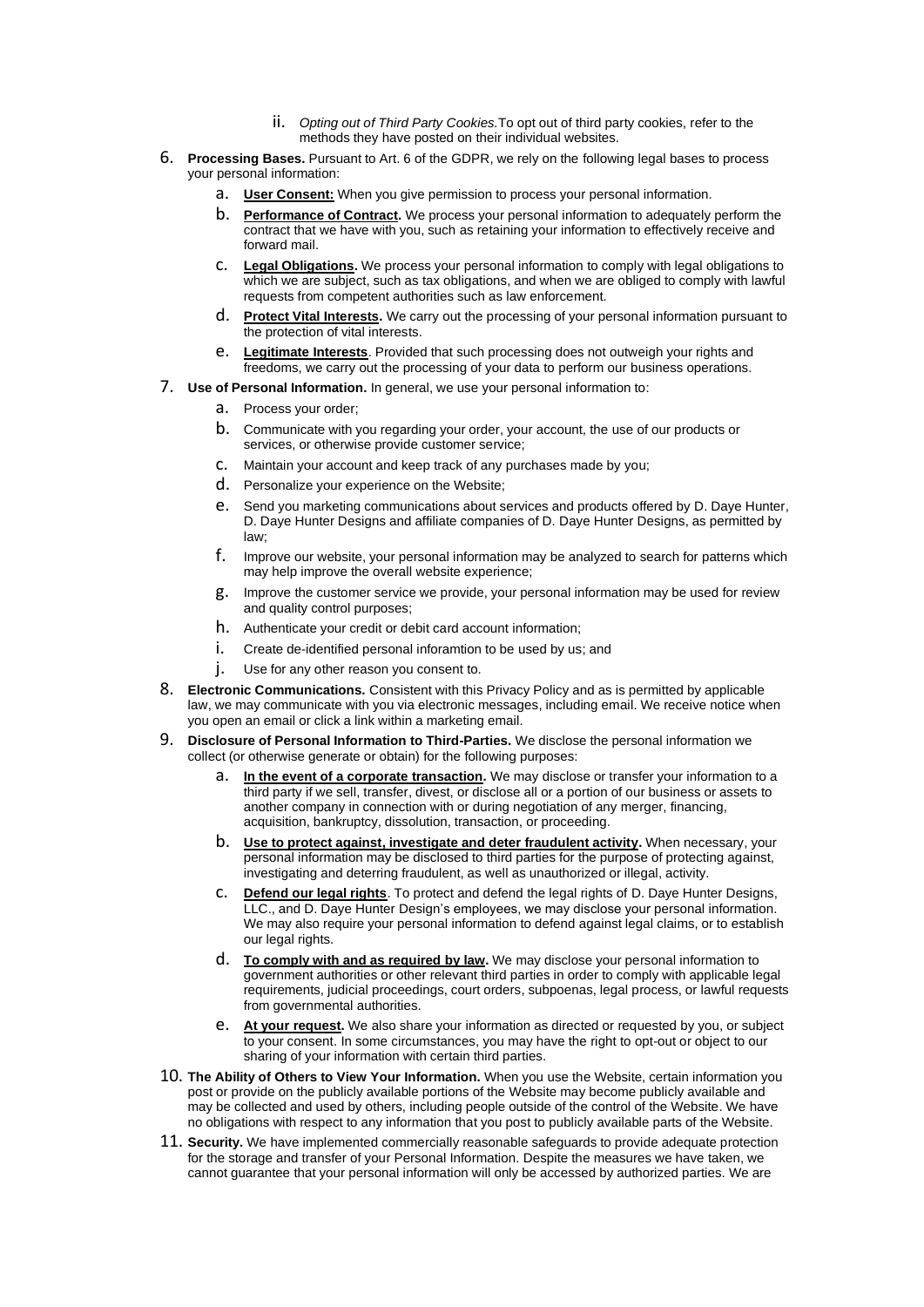ii. *Opting out of Third Party Cookies.* To opt out of third party cookies, refer to the methods they have posted on their individual websites.

6. **Processing Bases.** Pursuant to Art. 6 of the GDPR, we rely on the following legal bases to process your personal information:
   a. **User Consent:** When you give permission to process your personal information.
   b. **Performance of Contract.** We process your personal information to adequately perform the contract that we have with you, such as retaining your information to effectively receive and forward mail.
   c. **Legal Obligations.** We process your personal information to comply with legal obligations to which we are subject, such as tax obligations, and when we are obliged to comply with lawful requests from competent authorities such as law enforcement.
   d. **Protect Vital Interests.** We carry out the processing of your personal information pursuant to the protection of vital interests.
   e. **Legitimate Interests**. Provided that such processing does not outweigh your rights and freedoms, we carry out the processing of your data to perform our business operations.

7. **Use of Personal Information.** In general, we use your personal information to:
   a. Process your order;
   b. Communicate with you regarding your order, your account, the use of our products or services, or otherwise provide customer service;
   c. Maintain your account and keep track of any purchases made by you;
   d. Personalize your experience on the Website;
   e. Send you marketing communications about services and products offered by D. Daye Hunter, D. Daye Hunter Designs and affiliate companies of D. Daye Hunter Designs, as permitted by law;
   f. Improve our website, your personal information may be analyzed to search for patterns which may help improve the overall website experience;
   g. Improve the customer service we provide, your personal information may be used for review and quality control purposes;
   h. Authenticate your credit or debit card account information;
   i. Create de-identified personal inforamtion to be used by us; and
   j. Use for any other reason you consent to.

8. **Electronic Communications.** Consistent with this Privacy Policy and as is permitted by applicable law, we may communicate with you via electronic messages, including email. We receive notice when you open an email or click a link within a marketing email.

9. **Disclosure of Personal Information to Third-Parties.** We disclose the personal information we collect (or otherwise generate or obtain) for the following purposes:
   a. **In the event of a corporate transaction.** We may disclose or transfer your information to a third party if we sell, transfer, divest, or disclose all or a portion of our business or assets to another company in connection with or during negotiation of any merger, financing, acquisition, bankruptcy, dissolution, transaction, or proceeding.
   b. **Use to protect against, investigate and deter fraudulent activity.** When necessary, your personal information may be disclosed to third parties for the purpose of protecting against, investigating and deterring fraudulent, as well as unauthorized or illegal, activity.
   c. **Defend our legal rights**. To protect and defend the legal rights of D. Daye Hunter Designs, LLC., and D. Daye Hunter Design's employees, we may disclose your personal information. We may also require your personal information to defend against legal claims, or to establish our legal rights.
   d. **To comply with and as required by law.** We may disclose your personal information to government authorities or other relevant third parties in order to comply with applicable legal requirements, judicial proceedings, court orders, subpoenas, legal process, or lawful requests from governmental authorities.
   e. **At your request.** We also share your information as directed or requested by you, or subject to your consent. In some circumstances, you may have the right to opt-out or object to our sharing of your information with certain third parties.

10. **The Ability of Others to View Your Information.** When you use the Website, certain information you post or provide on the publicly available portions of the Website may become publicly available and may be collected and used by others, including people outside of the control of the Website. We have no obligations with respect to any information that you post to publicly available parts of the Website.

11. **Security.** We have implemented commercially reasonable safeguards to provide adequate protection for the storage and transfer of your Personal Information. Despite the measures we have taken, we cannot guarantee that your personal information will only be accessed by authorized parties. We are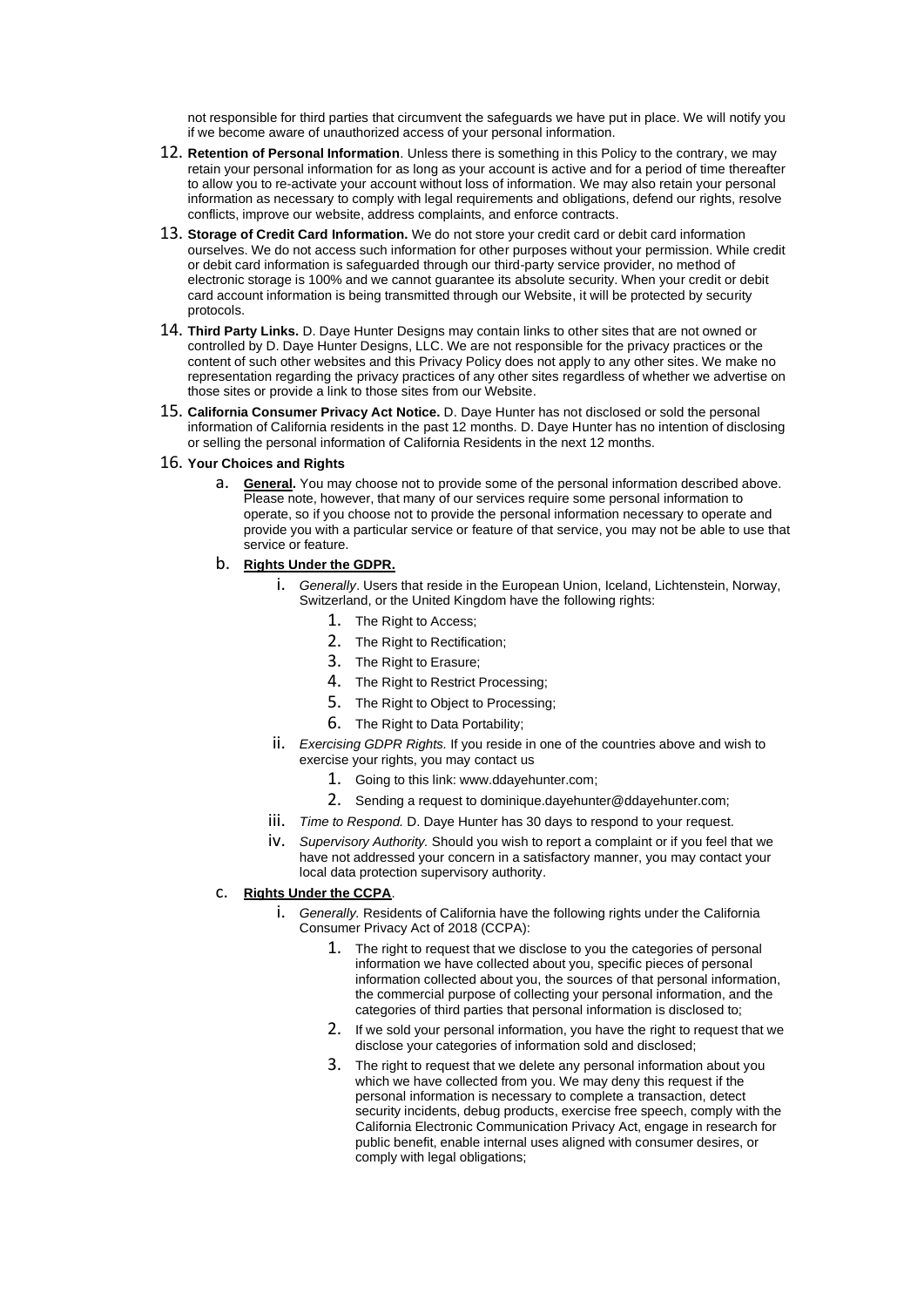not responsible for third parties that circumvent the safeguards we have put in place. We will notify you if we become aware of unauthorized access of your personal information.

12. **Retention of Personal Information**. Unless there is something in this Policy to the contrary, we may retain your personal information for as long as your account is active and for a period of time thereafter to allow you to re-activate your account without loss of information. We may also retain your personal information as necessary to comply with legal requirements and obligations, defend our rights, resolve conflicts, improve our website, address complaints, and enforce contracts.

13. **Storage of Credit Card Information.** We do not store your credit card or debit card information ourselves. We do not access such information for other purposes without your permission. While credit or debit card information is safeguarded through our third-party service provider, no method of electronic storage is 100% and we cannot guarantee its absolute security. When your credit or debit card account information is being transmitted through our Website, it will be protected by security protocols.

14. **Third Party Links.** D. Daye Hunter Designs may contain links to other sites that are not owned or controlled by D. Daye Hunter Designs, LLC. We are not responsible for the privacy practices or the content of such other websites and this Privacy Policy does not apply to any other sites. We make no representation regarding the privacy practices of any other sites regardless of whether we advertise on those sites or provide a link to those sites from our Website.

15. **California Consumer Privacy Act Notice.** D. Daye Hunter has not disclosed or sold the personal information of California residents in the past 12 months. D. Daye Hunter has no intention of disclosing or selling the personal information of California Residents in the next 12 months.

16. **Your Choices and Rights**
    a. **General.** You may choose not to provide some of the personal information described above. Please note, however, that many of our services require some personal information to operate, so if you choose not to provide the personal information necessary to operate and provide you with a particular service or feature of that service, you may not be able to use that service or feature.
    b. **Rights Under the GDPR.**
        i. *Generally*. Users that reside in the European Union, Iceland, Lichtenstein, Norway, Switzerland, or the United Kingdom have the following rights:
            1. The Right to Access;
            2. The Right to Rectification;
            3. The Right to Erasure;
            4. The Right to Restrict Processing;
            5. The Right to Object to Processing;
            6. The Right to Data Portability;
        ii. *Exercising GDPR Rights.* If you reside in one of the countries above and wish to exercise your rights, you may contact us
            1. Going to this link: www.ddayehunter.com;
            2. Sending a request to dominique.dayehunter@ddayehunter.com;
        iii. *Time to Respond.* D. Daye Hunter has 30 days to respond to your request.
        iv. *Supervisory Authority.* Should you wish to report a complaint or if you feel that we have not addressed your concern in a satisfactory manner, you may contact your local data protection supervisory authority.
    c. **Rights Under the CCPA**.
        i. *Generally.* Residents of California have the following rights under the California Consumer Privacy Act of 2018 (CCPA):
            1. The right to request that we disclose to you the categories of personal information we have collected about you, specific pieces of personal information collected about you, the sources of that personal information, the commercial purpose of collecting your personal information, and the categories of third parties that personal information is disclosed to;
            2. If we sold your personal information, you have the right to request that we disclose your categories of information sold and disclosed;
            3. The right to request that we delete any personal information about you which we have collected from you. We may deny this request if the personal information is necessary to complete a transaction, detect security incidents, debug products, exercise free speech, comply with the California Electronic Communication Privacy Act, engage in research for public benefit, enable internal uses aligned with consumer desires, or comply with legal obligations;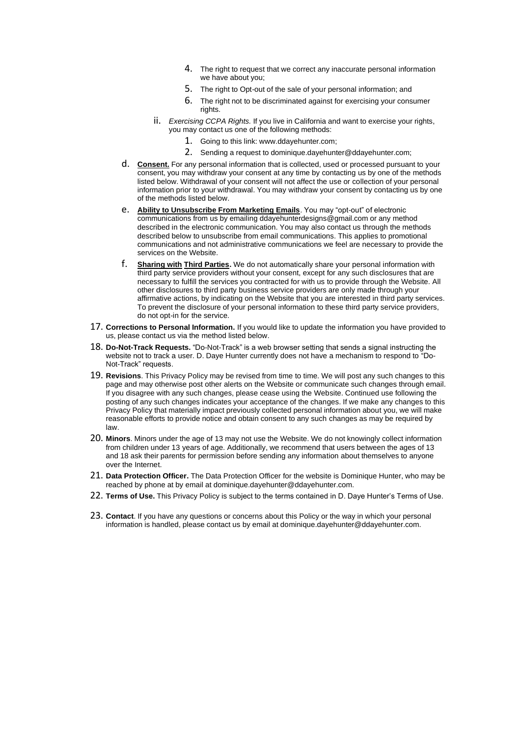4. The right to request that we correct any inaccurate personal information we have about you;
5. The right to Opt-out of the sale of your personal information; and
6. The right not to be discriminated against for exercising your consumer rights.

ii. *Exercising CCPA Rights.* If you live in California and want to exercise your rights, you may contact us one of the following methods:

1. Going to this link: www.ddayehunter.com;
2. Sending a request to dominique.dayehunter@ddayehunter.com;

d. **Consent.** For any personal information that is collected, used or processed pursuant to your consent, you may withdraw your consent at any time by contacting us by one of the methods listed below. Withdrawal of your consent will not affect the use or collection of your personal information prior to your withdrawal. You may withdraw your consent by contacting us by one of the methods listed below.

e. **Ability to Unsubscribe From Marketing Emails**. You may "opt-out" of electronic communications from us by emailing ddayehunterdesigns@gmail.com or any method described in the electronic communication. You may also contact us through the methods described below to unsubscribe from email communications. This applies to promotional communications and not administrative communications we feel are necessary to provide the services on the Website.

f. **Sharing with Third Parties.** We do not automatically share your personal information with third party service providers without your consent, except for any such disclosures that are necessary to fulfill the services you contracted for with us to provide through the Website. All other disclosures to third party business service providers are only made through your affirmative actions, by indicating on the Website that you are interested in third party services. To prevent the disclosure of your personal information to these third party service providers, do not opt-in for the service.

17. **Corrections to Personal Information.** If you would like to update the information you have provided to us, please contact us via the method listed below.

18. **Do-Not-Track Requests.** "Do-Not-Track" is a web browser setting that sends a signal instructing the website not to track a user. D. Daye Hunter currently does not have a mechanism to respond to "Do-Not-Track" requests.

19. **Revisions**. This Privacy Policy may be revised from time to time. We will post any such changes to this page and may otherwise post other alerts on the Website or communicate such changes through email. If you disagree with any such changes, please cease using the Website. Continued use following the posting of any such changes indicates your acceptance of the changes. If we make any changes to this Privacy Policy that materially impact previously collected personal information about you, we will make reasonable efforts to provide notice and obtain consent to any such changes as may be required by law.

20. **Minors**. Minors under the age of 13 may not use the Website. We do not knowingly collect information from children under 13 years of age. Additionally, we recommend that users between the ages of 13 and 18 ask their parents for permission before sending any information about themselves to anyone over the Internet.

21. **Data Protection Officer.** The Data Protection Officer for the website is Dominique Hunter, who may be reached by phone at by email at dominique.dayehunter@ddayehunter.com.

22. **Terms of Use.** This Privacy Policy is subject to the terms contained in D. Daye Hunter's Terms of Use.

23. **Contact**. If you have any questions or concerns about this Policy or the way in which your personal information is handled, please contact us by email at dominique.dayehunter@ddayehunter.com.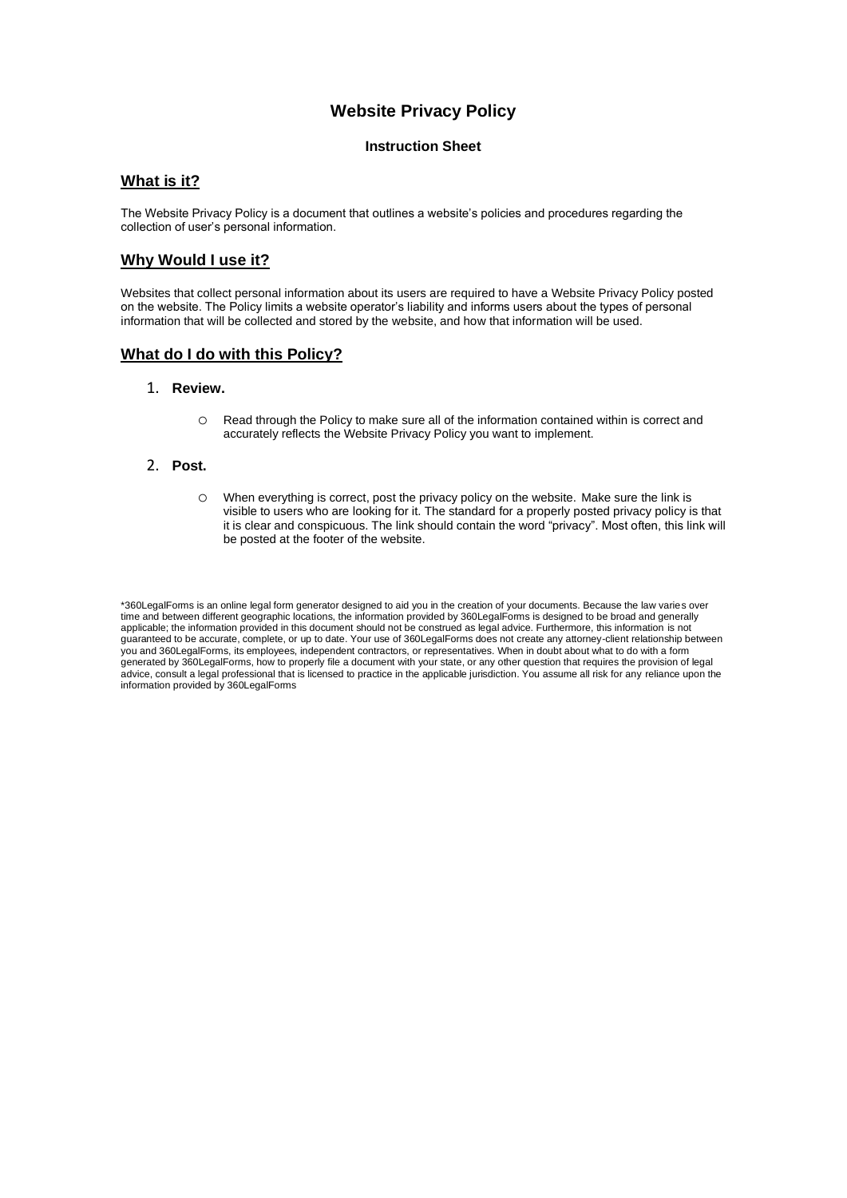# Website Privacy Policy

### Instruction Sheet

## What is it?

The Website Privacy Policy is a document that outlines a website's policies and procedures regarding the collection of user's personal information.

## Why Would I use it?

Websites that collect personal information about its users are required to have a Website Privacy Policy posted on the website. The Policy limits a website operator's liability and informs users about the types of personal information that will be collected and stored by the website, and how that information will be used.

## What do I do with this Policy?

1. **Review.**
   - Read through the Policy to make sure all of the information contained within is correct and accurately reflects the Website Privacy Policy you want to implement.

2. **Post.**
   - When everything is correct, post the privacy policy on the website. Make sure the link is visible to users who are looking for it. The standard for a properly posted privacy policy is that it is clear and conspicuous. The link should contain the word "privacy". Most often, this link will be posted at the footer of the website.

*360LegalForms is an online legal form generator designed to aid you in the creation of your documents. Because the law varies over time and between different geographic locations, the information provided by 360LegalForms is designed to be broad and generally applicable; the information provided in this document should not be construed as legal advice. Furthermore, this information is not guaranteed to be accurate, complete, or up to date. Your use of 360LegalForms does not create any attorney-client relationship between you and 360LegalForms, its employees, independent contractors, or representatives. When in doubt about what to do with a form generated by 360LegalForms, how to properly file a document with your state, or any other question that requires the provision of legal advice, consult a legal professional that is licensed to practice in the applicable jurisdiction. You assume all risk for any reliance upon the information provided by 360LegalForms